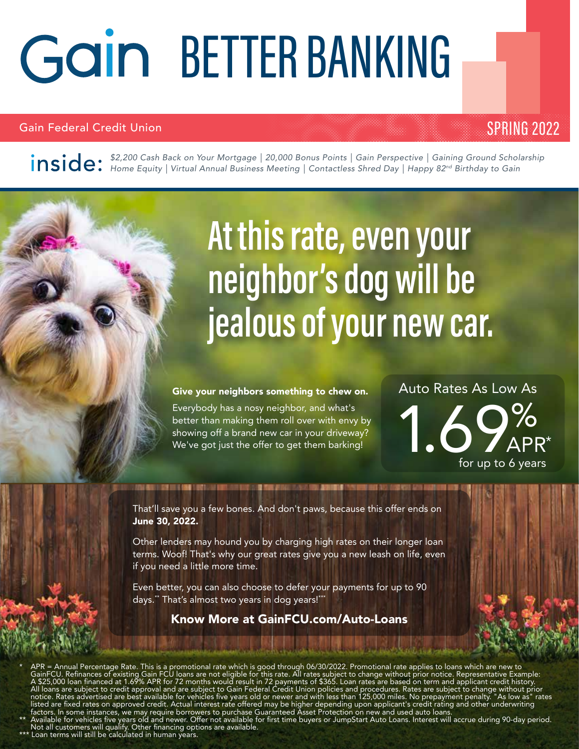# Gain BETTER BANKING

Gain Federal Credit Union

SPRING 2022

**inside:** *$2,200 Cash Back on Your Mortgage | 20,000 Bonus Points | Gain Perspective | Gaining Ground Scholarship | Home Equity | Virtual Annual Business Meeting | Contactless Shred Day | Happy 82nd Birthday to Gain*

## At this rate, even your neighbor's dog will be jealous of your new car.

**Give your neighbors something to chew on.**

Everybody has a nosy neighbor, and what's better than making them roll over with envy by showing off a brand new car in your driveway? We've got just the offer to get them barking!

Auto Rates As Low As

**1.69% APR***

for up to 6 years

That'll save you a few bones. And don't paws, because this offer ends on **June 30, 2022.**

Other lenders may hound you by charging high rates on their longer loan terms. Woof! That's why our great rates give you a new leash on life, even if you need a little more time.

Even better, you can also choose to defer your payments for up to 90 days.** That's almost two years in dog years!***

**Know More at GainFCU.com/Auto-Loans**

\* APR = Annual Percentage Rate. This is a promotional rate which is good through 06/30/2022. Promotional rate applies to loans which are new to GainFCU. Refinances of existing Gain FCU loans are not eligible for this rate. All rates subject to change without prior notice. Representative Example: A $25,000 loan financed at 1.69% APR for 72 months would result in 72 payments of $365. Loan rates are based on term and applicant credit history. All loans are subject to credit approval and are subject to Gain Federal Credit Union policies and procedures. Rates are subject to change without prior notice. Rates advertised are best available for vehicles five years old or newer and with less than 125,000 miles. No prepayment penalty. "As low as" rates listed are fixed rates on approved credit. Actual interest rate offered may be higher depending upon applicant's credit rating and other underwriting factors. In some instances, we may require borrowers to purchase Guaranteed Asset Protection on new and used auto loans.

\*\* Available for vehicles five years old and newer. Offer not available for first time buyers or JumpStart Auto Loans. Interest will accrue during 90-day period. Not all customers will qualify. Other financing options are available.

\*\*\* Loan terms will still be calculated in human years.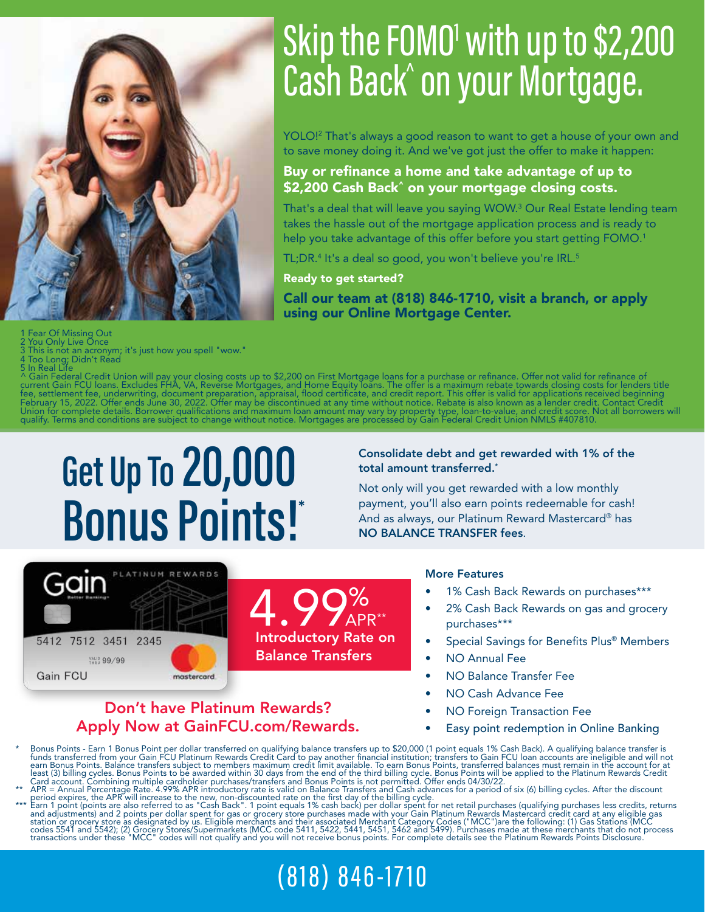# Skip the FOMO[1] with up to $2,200 Cash Back^ on your Mortgage.

YOLO![2] That's always a good reason to want to get a house of your own and to save money doing it. And we've got just the offer to make it happen:

**Buy or refinance a home and take advantage of up to $2,200 Cash Back^ on your mortgage closing costs.**

That's a deal that will leave you saying WOW.[3] Our Real Estate lending team takes the hassle out of the mortgage application process and is ready to help you take advantage of this offer before you start getting FOMO.[1]

TL;DR.[4] It's a deal so good, you won't believe you're IRL.[5]

**Ready to get started?**

**Call our team at (818) 846-1710, visit a branch, or apply using our Online Mortgage Center.**

1 Fear Of Missing Out
2 You Only Live Once
3 This is not an acronym; it's just how you spell "wow."
4 Too Long; Didn't Read
5 In Real Life
^ Gain Federal Credit Union will pay your closing costs up to $2,200 on First Mortgage loans for a purchase or refinance. Offer not valid for refinance of current Gain FCU loans. Excludes FHA, VA, Reverse Mortgages, and Home Equity loans. The offer is a maximum rebate towards closing costs for lenders title fee, settlement fee, underwriting, document preparation, appraisal, flood certificate, and credit report. This offer is valid for applications received beginning February 15, 2022. Offer ends June 30, 2022. Offer may be discontinued at any time without notice. Rebate is also known as a lender credit. Contact Credit Union for complete details. Borrower qualifications and maximum loan amount may vary by property type, loan-to-value, and credit score. Not all borrowers will qualify. Terms and conditions are subject to change without notice. Mortgages are processed by Gain Federal Credit Union NMLS #407810.

# Get Up To 20,000 Bonus Points!*

**Consolidate debt and get rewarded with 1% of the total amount transferred.***

Not only will you get rewarded with a low monthly payment, you'll also earn points redeemable for cash! And as always, our Platinum Reward Mastercard® has **NO BALANCE TRANSFER fees**.

**4.99% APR**** 
**Introductory Rate on Balance Transfers**

**Don't have Platinum Rewards? Apply Now at GainFCU.com/Rewards.**

**More Features**

- 1% Cash Back Rewards on purchases***
- 2% Cash Back Rewards on gas and grocery purchases***
- Special Savings for Benefits Plus® Members
- NO Annual Fee
- NO Balance Transfer Fee
- NO Cash Advance Fee
- NO Foreign Transaction Fee
- Easy point redemption in Online Banking

\* Bonus Points - Earn 1 Bonus Point per dollar transferred on qualifying balance transfers up to $20,000 (1 point equals 1% Cash Back). A qualifying balance transfer is funds transferred from your Gain FCU Platinum Rewards Credit Card to pay another financial institution; transfers to Gain FCU loan accounts are ineligible and will not earn Bonus Points. Balance transfers subject to members maximum credit limit available. To earn Bonus Points, transferred balances must remain in the account for at least (3) billing cycles. Bonus Points to be awarded within 30 days from the end of the third billing cycle. Bonus Points will be applied to the Platinum Rewards Credit Card account. Combining multiple cardholder purchases/transfers and Bonus Points is not permitted. Offer ends 04/30/22.

\** APR = Annual Percentage Rate. 4.99% APR introductory rate is valid on Balance Transfers and Cash advances for a period of six (6) billing cycles. After the discount period expires, the APR will increase to the new, non-discounted rate on the first day of the billing cycle.

\*** Earn 1 point (points are also referred to as "Cash Back". 1 point equals 1% cash back) per dollar spent for net retail purchases (qualifying purchases less credits, returns and adjustments) and 2 points per dollar spent for gas or grocery store purchases made with your Gain Platinum Rewards Mastercard credit card at any eligible gas station or grocery store as designated by us. Eligible merchants and their associated Merchant Category Codes ("MCC")are the following: (1) Gas Stations (MCC codes 5541 and 5542); (2) Grocery Stores/Supermarkets (MCC code 5411, 5422, 5441, 5451, 5462 and 5499). Purchases made at these merchants that do not process transactions under these "MCC" codes will not qualify and you will not receive bonus points. For complete details see the Platinum Rewards Points Disclosure.

(818) 846-1710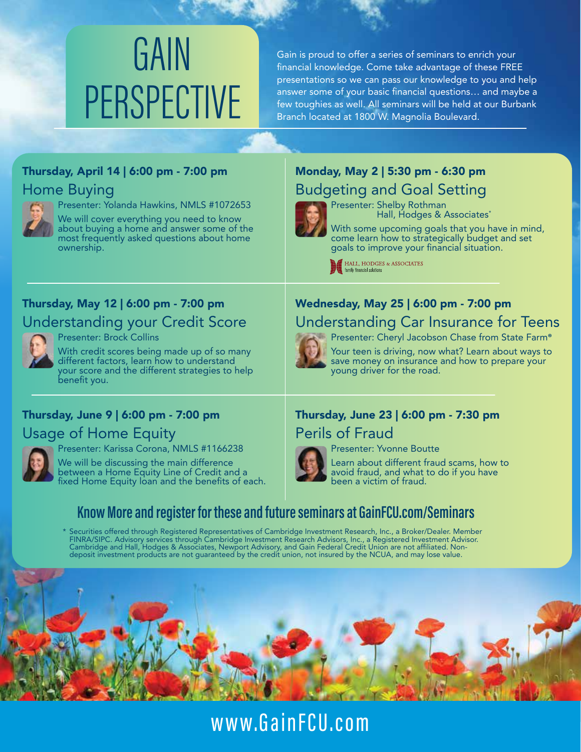# GAIN PERSPECTIVE

Gain is proud to offer a series of seminars to enrich your financial knowledge. Come take advantage of these FREE presentations so we can pass our knowledge to you and help answer some of your basic financial questions… and maybe a few toughies as well. All seminars will be held at our Burbank Branch located at 1800 W. Magnolia Boulevard.

**Thursday, April 14 | 6:00 pm - 7:00 pm**

## Home Buying

Presenter: Yolanda Hawkins, NMLS #1072653

We will cover everything you need to know about buying a home and answer some of the most frequently asked questions about home ownership.

**Monday, May 2 | 5:30 pm - 6:30 pm**

## Budgeting and Goal Setting

Presenter: Shelby Rothman
Hall, Hodges & Associates*

With some upcoming goals that you have in mind, come learn how to strategically budget and set goals to improve your financial situation.

HALL, HODGES & ASSOCIATES
family financial solutions

**Thursday, May 12 | 6:00 pm - 7:00 pm**

## Understanding your Credit Score

Presenter: Brock Collins

With credit scores being made up of so many different factors, learn how to understand your score and the different strategies to help benefit you.

**Wednesday, May 25 | 6:00 pm - 7:00 pm**

## Understanding Car Insurance for Teens

Presenter: Cheryl Jacobson Chase from State Farm®

Your teen is driving, now what? Learn about ways to save money on insurance and how to prepare your young driver for the road.

**Thursday, June 9 | 6:00 pm - 7:00 pm**

## Usage of Home Equity

Presenter: Karissa Corona, NMLS #1166238

We will be discussing the main difference between a Home Equity Line of Credit and a fixed Home Equity loan and the benefits of each.

**Thursday, June 23 | 6:00 pm - 7:30 pm**

## Perils of Fraud

Presenter: Yvonne Boutte

Learn about different fraud scams, how to avoid fraud, and what to do if you have been a victim of fraud.

**Know More and register for these and future seminars at GainFCU.com/Seminars**

* Securities offered through Registered Representatives of Cambridge Investment Research, Inc., a Broker/Dealer. Member FINRA/SIPC. Advisory services through Cambridge Investment Research Advisors, Inc., a Registered Investment Advisor. Cambridge and Hall, Hodges & Associates, Newport Advisory, and Gain Federal Credit Union are not affiliated. Non-deposit investment products are not guaranteed by the credit union, not insured by the NCUA, and may lose value.

www.GainFCU.com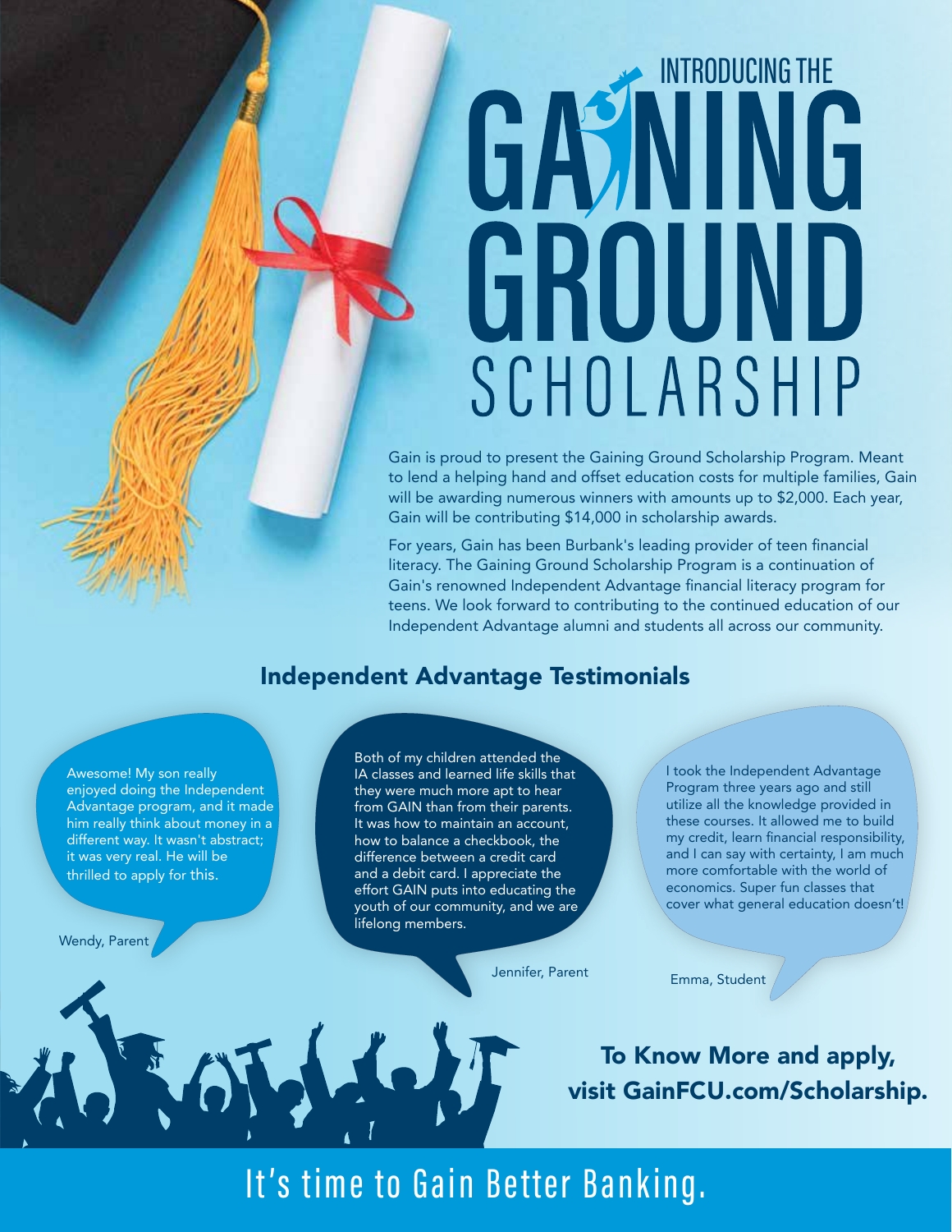# INTRODUCING THE GAINING GROUND SCHOLARSHIP

Gain is proud to present the Gaining Ground Scholarship Program. Meant to lend a helping hand and offset education costs for multiple families, Gain will be awarding numerous winners with amounts up to $2,000. Each year, Gain will be contributing $14,000 in scholarship awards.

For years, Gain has been Burbank's leading provider of teen financial literacy. The Gaining Ground Scholarship Program is a continuation of Gain's renowned Independent Advantage financial literacy program for teens. We look forward to contributing to the continued education of our Independent Advantage alumni and students all across our community.

## Independent Advantage Testimonials

Awesome! My son really enjoyed doing the Independent Advantage program, and it made him really think about money in a different way. It wasn't abstract; it was very real. He will be thrilled to apply for this.

Wendy, Parent

Both of my children attended the IA classes and learned life skills that they were much more apt to hear from GAIN than from their parents. It was how to maintain an account, how to balance a checkbook, the difference between a credit card and a debit card. I appreciate the effort GAIN puts into educating the youth of our community, and we are lifelong members.

Jennifer, Parent

I took the Independent Advantage Program three years ago and still utilize all the knowledge provided in these courses. It allowed me to build my credit, learn financial responsibility, and I can say with certainty, I am much more comfortable with the world of economics. Super fun classes that cover what general education doesn't!

Emma, Student

**To Know More and apply, visit GainFCU.com/Scholarship.**

It's time to Gain Better Banking.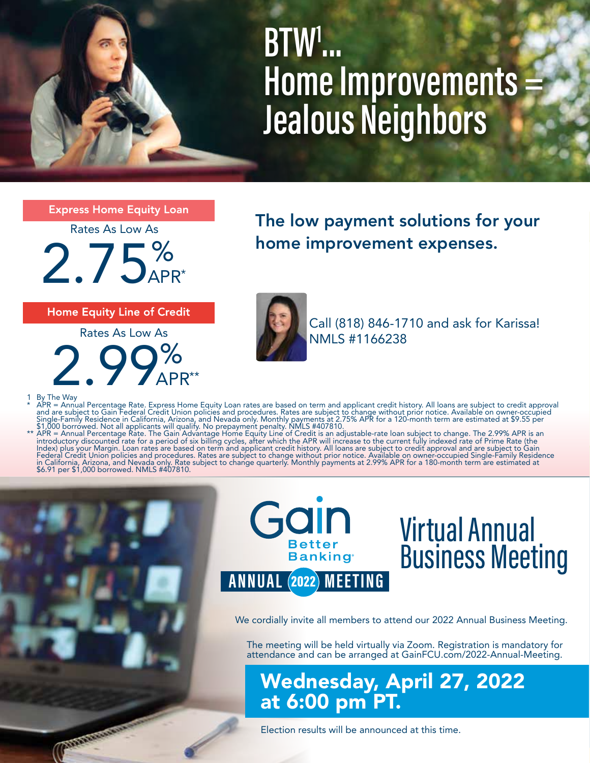# BTW[1]... Home Improvements = Jealous Neighbors

**Express Home Equity Loan**

Rates As Low As

# 2.75% APR*

**Home Equity Line of Credit**

Rates As Low As

# 2.99% APR**

## The low payment solutions for your home improvement expenses.

Call (818) 846-1710 and ask for Karissa!
NMLS #1166238

1 By The Way

\* APR = Annual Percentage Rate. Express Home Equity Loan rates are based on term and applicant credit history. All loans are subject to credit approval and are subject to Gain Federal Credit Union policies and procedures. Rates are subject to change without prior notice. Available on owner-occupied Single-Family Residence in California, Arizona, and Nevada only. Monthly payments at 2.75% APR for a 120-month term are estimated at $9.55 per $1,000 borrowed. Not all applicants will qualify. No prepayment penalty. NMLS #407810.

\** APR = Annual Percentage Rate. The Gain Advantage Home Equity Line of Credit is an adjustable-rate loan subject to change. The 2.99% APR is an introductory discounted rate for a period of six billing cycles, after which the APR will increase to the current fully indexed rate of Prime Rate (the Index) plus your Margin. Loan rates are based on term and applicant credit history. All loans are subject to credit approval and are subject to Gain Federal Credit Union policies and procedures. Rates are subject to change without prior notice. Available on owner-occupied Single-Family Residence in California, Arizona, and Nevada only. Rate subject to change quarterly. Monthly payments at 2.99% APR for a 180-month term are estimated at $6.91 per $1,000 borrowed. NMLS #407810.

Gain Better Banking®

ANNUAL 2022 MEETING

# Virtual Annual Business Meeting

We cordially invite all members to attend our 2022 Annual Business Meeting.

The meeting will be held virtually via Zoom. Registration is mandatory for attendance and can be arranged at GainFCU.com/2022-Annual-Meeting.

## Wednesday, April 27, 2022 at 6:00 pm PT.

Election results will be announced at this time.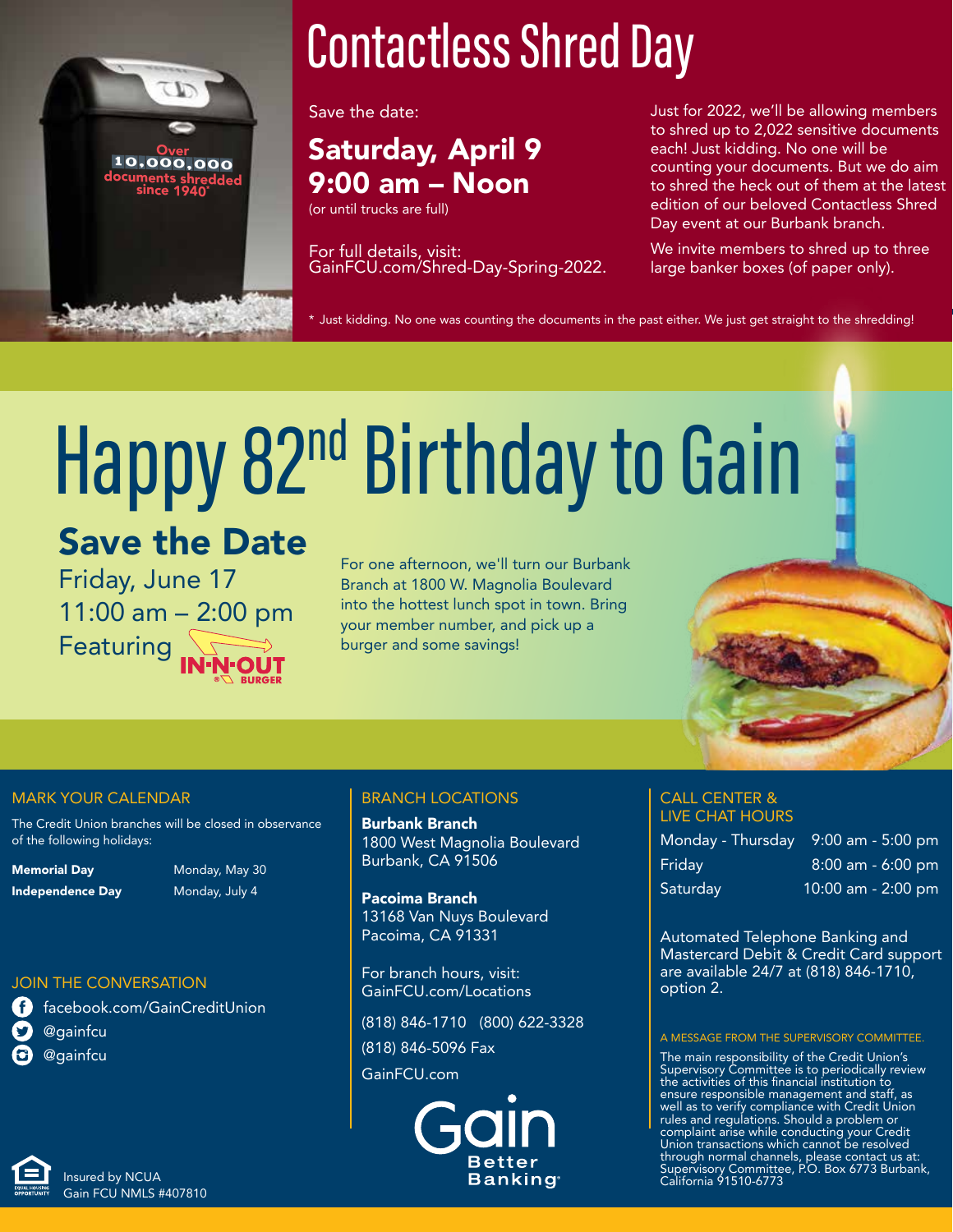# Contactless Shred Day

Over 10,000,000 documents shredded since 1940*

Save the date:

## Saturday, April 9
## 9:00 am – Noon

(or until trucks are full)

For full details, visit: GainFCU.com/Shred-Day-Spring-2022.

Just for 2022, we'll be allowing members to shred up to 2,022 sensitive documents each! Just kidding. No one will be counting your documents. But we do aim to shred the heck out of them at the latest edition of our beloved Contactless Shred Day event at our Burbank branch.

We invite members to shred up to three large banker boxes (of paper only).

\* Just kidding. No one was counting the documents in the past either. We just get straight to the shredding!

# Happy 82nd Birthday to Gain

## Save the Date

Friday, June 17
11:00 am – 2:00 pm
Featuring IN-N-OUT BURGER

For one afternoon, we'll turn our Burbank Branch at 1800 W. Magnolia Boulevard into the hottest lunch spot in town. Bring your member number, and pick up a burger and some savings!

### MARK YOUR CALENDAR

The Credit Union branches will be closed in observance of the following holidays:

| | |
|---|---|
| **Memorial Day** | Monday, May 30 |
| **Independence Day** | Monday, July 4 |

### JOIN THE CONVERSATION

facebook.com/GainCreditUnion
@gainfcu
@gainfcu

### BRANCH LOCATIONS

**Burbank Branch**
1800 West Magnolia Boulevard
Burbank, CA 91506

**Pacoima Branch**
13168 Van Nuys Boulevard
Pacoima, CA 91331

For branch hours, visit: GainFCU.com/Locations

(818) 846-1710 (800) 622-3328
(818) 846-5096 Fax
GainFCU.com

Gain Better Banking

### CALL CENTER & LIVE CHAT HOURS

| | |
|---|---|
| Monday - Thursday | 9:00 am - 5:00 pm |
| Friday | 8:00 am - 6:00 pm |
| Saturday | 10:00 am - 2:00 pm |

Automated Telephone Banking and Mastercard Debit & Credit Card support are available 24/7 at (818) 846-1710, option 2.

#### A MESSAGE FROM THE SUPERVISORY COMMITTEE.

The main responsibility of the Credit Union's Supervisory Committee is to periodically review the activities of this financial institution to ensure responsible management and staff, as well as to verify compliance with Credit Union rules and regulations. Should a problem or complaint arise while conducting your Credit Union transactions which cannot be resolved through normal channels, please contact us at: Supervisory Committee, P.O. Box 6773 Burbank, California 91510-6773

Insured by NCUA
Gain FCU NMLS #407810